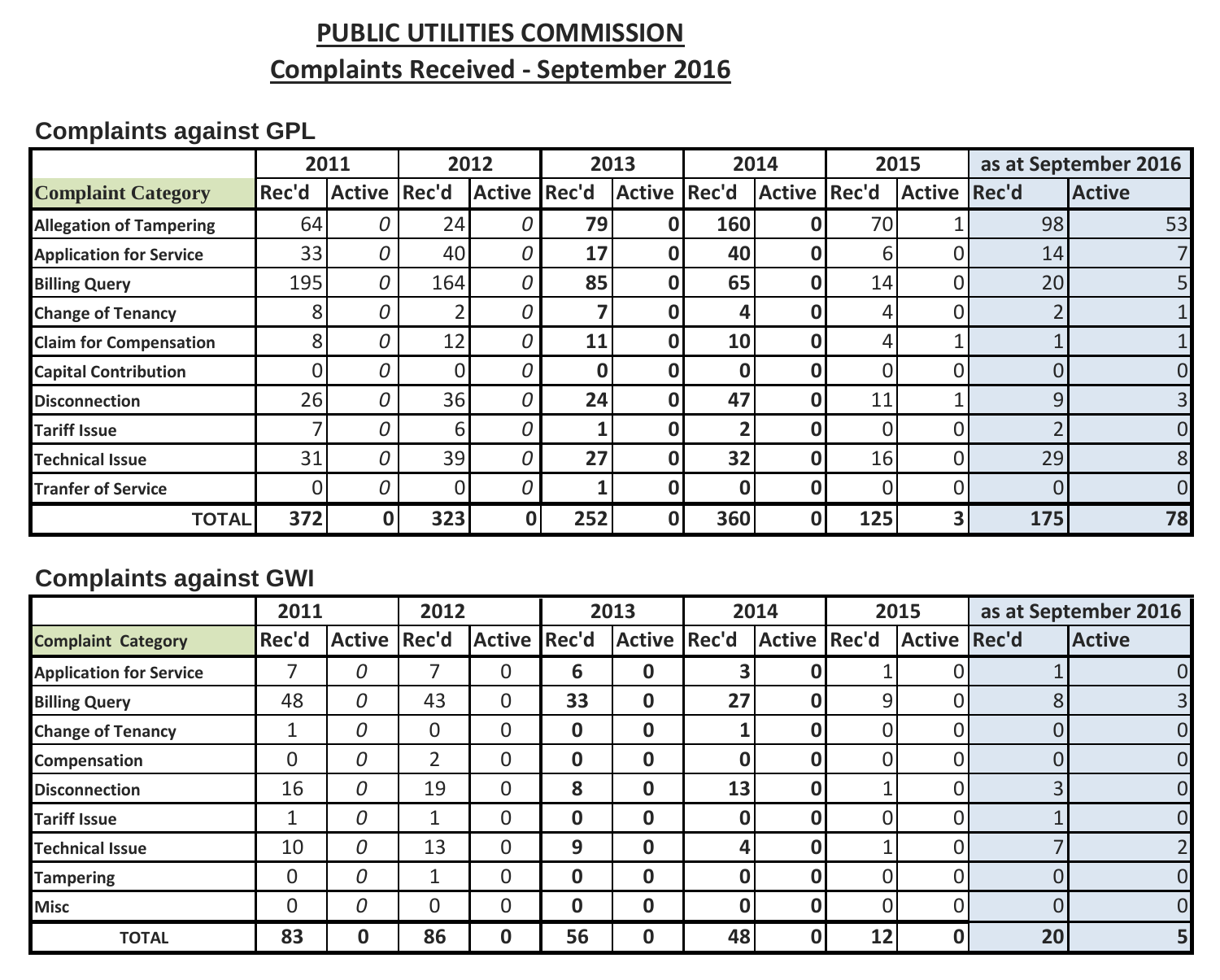# PUBLIC UTILITIES COMMISSION

## Complaints Received - September 2016

### Complaints against GPL

| | 2011 | | 2012 | | 2013 | | 2014 | | 2015 | | as at September 2016 | |
|---|---|---|---|---|---|---|---|---|---|---|---|---|
| **Complaint Category** | **Rec'd** | **Active** | **Rec'd** | **Active** | **Rec'd** | **Active** | **Rec'd** | **Active** | **Rec'd** | **Active** | **Rec'd** | **Active** |
| **Allegation of Tampering** | 64 | *0* | 24 | *0* | **79** | **0** | **160** | **0** | 70 | 1 | 98 | 53 |
| **Application for Service** | 33 | *0* | 40 | *0* | **17** | **0** | **40** | **0** | 6 | 0 | 14 | 7 |
| **Billing Query** | 195 | *0* | 164 | *0* | **85** | **0** | **65** | **0** | 14 | 0 | 20 | 5 |
| **Change of Tenancy** | 8 | *0* | 2 | *0* | **7** | **0** | **4** | **0** | 4 | 0 | 2 | 1 |
| **Claim for Compensation** | 8 | *0* | 12 | *0* | **11** | **0** | **10** | **0** | 4 | 1 | 1 | 1 |
| **Capital Contribution** | 0 | *0* | 0 | *0* | **0** | **0** | **0** | **0** | 0 | 0 | 0 | 0 |
| **Disconnection** | 26 | *0* | 36 | *0* | **24** | **0** | **47** | **0** | 11 | 1 | 9 | 3 |
| **Tariff Issue** | 7 | *0* | 6 | *0* | **1** | **0** | **2** | **0** | 0 | 0 | 2 | 0 |
| **Technical Issue** | 31 | *0* | 39 | *0* | **27** | **0** | **32** | **0** | 16 | 0 | 29 | 8 |
| **Tranfer of Service** | 0 | *0* | 0 | *0* | **1** | **0** | **0** | **0** | 0 | 0 | 0 | 0 |
| **TOTAL** | **372** | **0** | **323** | **0** | **252** | **0** | **360** | **0** | **125** | **3** | **175** | **78** |

### Complaints against GWI

| | 2011 | | 2012 | | 2013 | | 2014 | | 2015 | | as at September 2016 | |
|---|---|---|---|---|---|---|---|---|---|---|---|---|
| **Complaint Category** | **Rec'd** | **Active** | **Rec'd** | **Active** | **Rec'd** | **Active** | **Rec'd** | **Active** | **Rec'd** | **Active** | **Rec'd** | **Active** |
| **Application for Service** | 7 | *0* | 7 | 0 | **6** | **0** | **3** | **0** | 1 | 0 | 1 | 0 |
| **Billing Query** | 48 | *0* | 43 | 0 | **33** | **0** | **27** | **0** | 9 | 0 | 8 | 3 |
| **Change of Tenancy** | 1 | *0* | 0 | 0 | **0** | **0** | **1** | **0** | 0 | 0 | 0 | 0 |
| **Compensation** | 0 | *0* | 2 | 0 | **0** | **0** | **0** | **0** | 0 | 0 | 0 | 0 |
| **Disconnection** | 16 | *0* | 19 | 0 | **8** | **0** | **13** | **0** | 1 | 0 | 3 | 0 |
| **Tariff Issue** | 1 | *0* | 1 | 0 | **0** | **0** | **0** | **0** | 0 | 0 | 1 | 0 |
| **Technical Issue** | 10 | *0* | 13 | 0 | **9** | **0** | **4** | **0** | 1 | 0 | 7 | 2 |
| **Tampering** | 0 | *0* | 1 | 0 | **0** | **0** | **0** | **0** | 0 | 0 | 0 | 0 |
| **Misc** | 0 | *0* | 0 | 0 | **0** | **0** | **0** | **0** | 0 | 0 | 0 | 0 |
| **TOTAL** | **83** | **0** | **86** | **0** | **56** | **0** | **48** | **0** | **12** | **0** | **20** | **5** |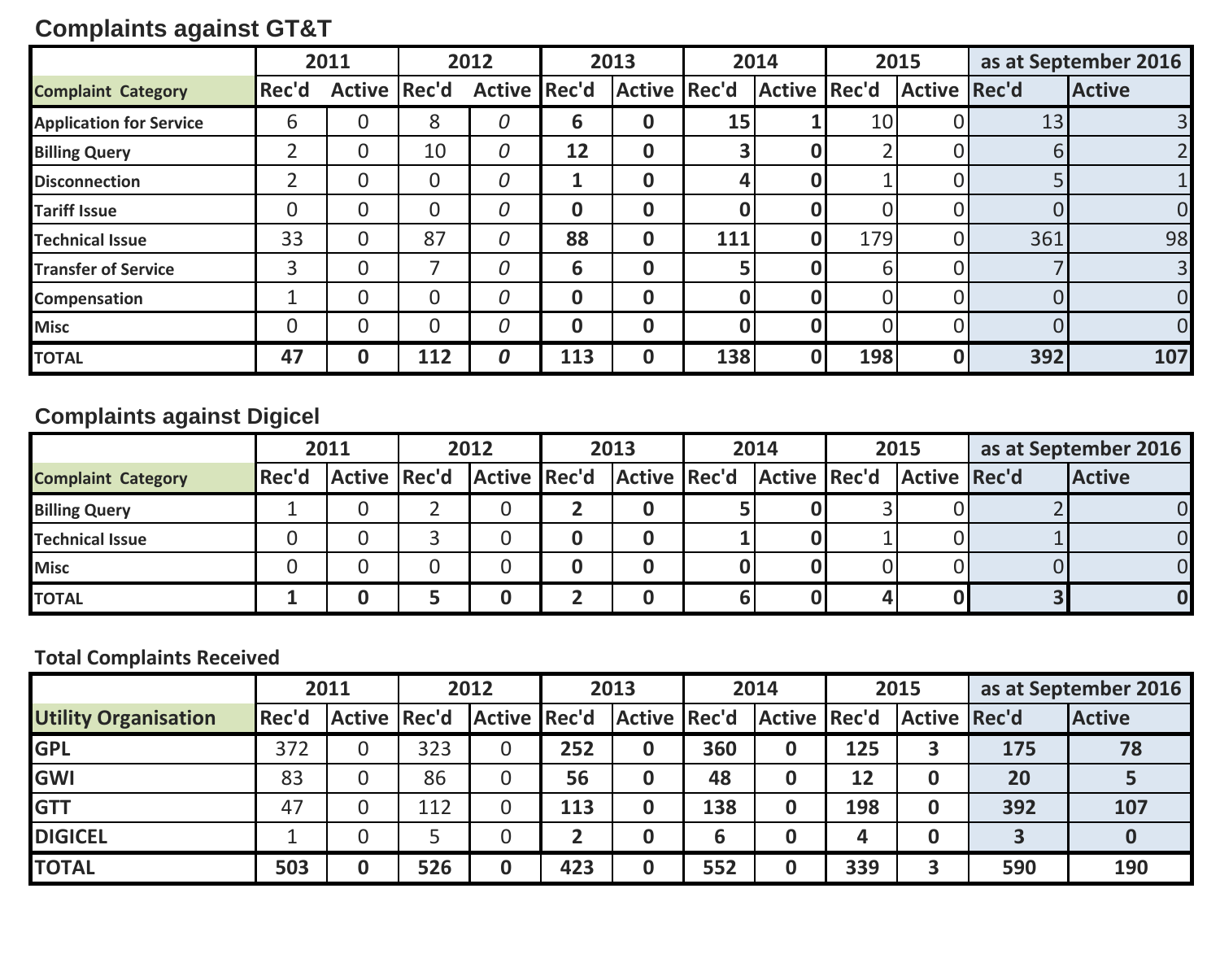## Complaints against GT&T

| | 2011 | | 2012 | | 2013 | | 2014 | | 2015 | | as at September 2016 | |
|---|---|---|---|---|---|---|---|---|---|---|---|---|
| **Complaint Category** | Rec'd | Active | Rec'd | Active | Rec'd | Active | Rec'd | Active | Rec'd | Active | Rec'd | Active |
| Application for Service | 6 | 0 | 8 | *0* | **6** | **0** | **15** | **1** | 10 | 0 | 13 | 3 |
| Billing Query | 2 | 0 | 10 | *0* | **12** | **0** | **3** | **0** | 2 | 0 | 6 | 2 |
| Disconnection | 2 | 0 | 0 | *0* | **1** | **0** | **4** | **0** | 1 | 0 | 5 | 1 |
| Tariff Issue | 0 | 0 | 0 | *0* | **0** | **0** | **0** | **0** | 0 | 0 | 0 | 0 |
| Technical Issue | 33 | 0 | 87 | *0* | **88** | **0** | **111** | **0** | 179 | 0 | 361 | 98 |
| Transfer of Service | 3 | 0 | 7 | *0* | **6** | **0** | **5** | **0** | 6 | 0 | 7 | 3 |
| Compensation | 1 | 0 | 0 | *0* | **0** | **0** | **0** | **0** | 0 | 0 | 0 | 0 |
| Misc | 0 | 0 | 0 | *0* | **0** | **0** | **0** | **0** | 0 | 0 | 0 | 0 |
| **TOTAL** | **47** | **0** | **112** | ***0*** | **113** | **0** | **138** | **0** | **198** | **0** | **392** | **107** |

## Complaints against Digicel

| | 2011 | | 2012 | | 2013 | | 2014 | | 2015 | | as at September 2016 | |
|---|---|---|---|---|---|---|---|---|---|---|---|---|
| **Complaint Category** | Rec'd | Active | Rec'd | Active | Rec'd | Active | Rec'd | Active | Rec'd | Active | Rec'd | Active |
| Billing Query | 1 | 0 | 2 | 0 | **2** | **0** | **5** | **0** | 3 | 0 | 2 | 0 |
| Technical Issue | 0 | 0 | 3 | 0 | **0** | **0** | **1** | **0** | 1 | 0 | 1 | 0 |
| Misc | 0 | 0 | 0 | 0 | **0** | **0** | **0** | **0** | 0 | 0 | 0 | 0 |
| **TOTAL** | **1** | **0** | **5** | **0** | **2** | **0** | **6** | **0** | **4** | **0** | **3** | **0** |

## Total Complaints Received

| | 2011 | | 2012 | | 2013 | | 2014 | | 2015 | | as at September 2016 | |
|---|---|---|---|---|---|---|---|---|---|---|---|---|
| **Utility Organisation** | Rec'd | Active | Rec'd | Active | Rec'd | Active | Rec'd | Active | Rec'd | Active | Rec'd | Active |
| **GPL** | 372 | 0 | 323 | 0 | **252** | **0** | **360** | **0** | **125** | **3** | **175** | **78** |
| **GWI** | 83 | 0 | 86 | 0 | **56** | **0** | **48** | **0** | **12** | **0** | **20** | **5** |
| **GTT** | 47 | 0 | 112 | 0 | **113** | **0** | **138** | **0** | **198** | **0** | **392** | **107** |
| **DIGICEL** | 1 | 0 | 5 | 0 | **2** | **0** | **6** | **0** | **4** | **0** | **3** | **0** |
| **TOTAL** | **503** | **0** | **526** | **0** | **423** | **0** | **552** | **0** | **339** | **3** | **590** | **190** |